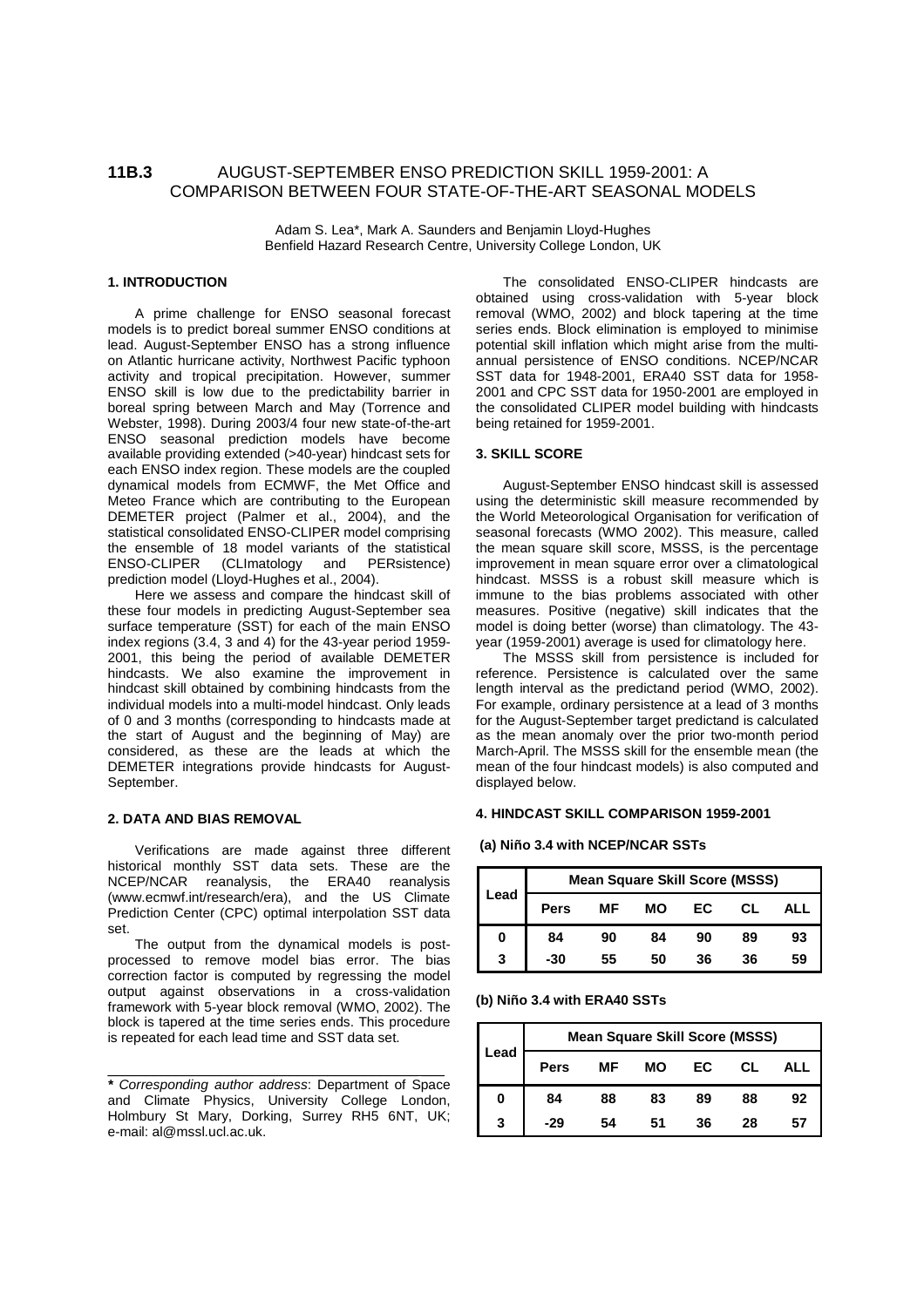# 11B.3 AUGUST-SEPTEMBER ENSO PREDICTION SKILL 1959-2001: A COMPARISON BETWEEN FOUR STATE-OF-THE-ART SEASONAL MODELS

Adam S. Lea*, Mark A. Saunders and Benjamin Lloyd-Hughes
Benfield Hazard Research Centre, University College London, UK

## 1. INTRODUCTION

A prime challenge for ENSO seasonal forecast models is to predict boreal summer ENSO conditions at lead. August-September ENSO has a strong influence on Atlantic hurricane activity, Northwest Pacific typhoon activity and tropical precipitation. However, summer ENSO skill is low due to the predictability barrier in boreal spring between March and May (Torrence and Webster, 1998). During 2003/4 four new state-of-the-art ENSO seasonal prediction models have become available providing extended (>40-year) hindcast sets for each ENSO index region. These models are the coupled dynamical models from ECMWF, the Met Office and Meteo France which are contributing to the European DEMETER project (Palmer et al., 2004), and the statistical consolidated ENSO-CLIPER model comprising the ensemble of 18 model variants of the statistical ENSO-CLIPER (CLImatology and PERsistence) prediction model (Lloyd-Hughes et al., 2004).

Here we assess and compare the hindcast skill of these four models in predicting August-September sea surface temperature (SST) for each of the main ENSO index regions (3.4, 3 and 4) for the 43-year period 1959-2001, this being the period of available DEMETER hindcasts. We also examine the improvement in hindcast skill obtained by combining hindcasts from the individual models into a multi-model hindcast. Only leads of 0 and 3 months (corresponding to hindcasts made at the start of August and the beginning of May) are considered, as these are the leads at which the DEMETER integrations provide hindcasts for August-September.

## 2. DATA AND BIAS REMOVAL

Verifications are made against three different historical monthly SST data sets. These are the NCEP/NCAR reanalysis, the ERA40 reanalysis (www.ecmwf.int/research/era), and the US Climate Prediction Center (CPC) optimal interpolation SST data set.

The output from the dynamical models is post-processed to remove model bias error. The bias correction factor is computed by regressing the model output against observations in a cross-validation framework with 5-year block removal (WMO, 2002). The block is tapered at the time series ends. This procedure is repeated for each lead time and SST data set.

The consolidated ENSO-CLIPER hindcasts are obtained using cross-validation with 5-year block removal (WMO, 2002) and block tapering at the time series ends. Block elimination is employed to minimise potential skill inflation which might arise from the multi-annual persistence of ENSO conditions. NCEP/NCAR SST data for 1948-2001, ERA40 SST data for 1958-2001 and CPC SST data for 1950-2001 are employed in the consolidated CLIPER model building with hindcasts being retained for 1959-2001.

## 3. SKILL SCORE

August-September ENSO hindcast skill is assessed using the deterministic skill measure recommended by the World Meteorological Organisation for verification of seasonal forecasts (WMO 2002). This measure, called the mean square skill score, MSSS, is the percentage improvement in mean square error over a climatological hindcast. MSSS is a robust skill measure which is immune to the bias problems associated with other measures. Positive (negative) skill indicates that the model is doing better (worse) than climatology. The 43-year (1959-2001) average is used for climatology here.

The MSSS skill from persistence is included for reference. Persistence is calculated over the same length interval as the predictand period (WMO, 2002). For example, ordinary persistence at a lead of 3 months for the August-September target predictand is calculated as the mean anomaly over the prior two-month period March-April. The MSSS skill for the ensemble mean (the mean of the four hindcast models) is also computed and displayed below.

## 4. HINDCAST SKILL COMPARISON 1959-2001

**(a) Niño 3.4 with NCEP/NCAR SSTs**

| Lead | Mean Square Skill Score (MSSS) | | | | | |
|---|---|---|---|---|---|---|
| | **Pers** | **MF** | **MO** | **EC** | **CL** | **ALL** |
| **0** | **84** | **90** | **84** | **90** | **89** | **93** |
| **3** | **-30** | **55** | **50** | **36** | **36** | **59** |

**(b) Niño 3.4 with ERA40 SSTs**

| Lead | Mean Square Skill Score (MSSS) | | | | | |
|---|---|---|---|---|---|---|
| | **Pers** | **MF** | **MO** | **EC** | **CL** | **ALL** |
| **0** | **84** | **88** | **83** | **89** | **88** | **92** |
| **3** | **-29** | **54** | **51** | **36** | **28** | **57** |

---

*** *Corresponding author address*: Department of Space and Climate Physics, University College London, Holmbury St Mary, Dorking, Surrey RH5 6NT, UK; e-mail: al@mssl.ucl.ac.uk.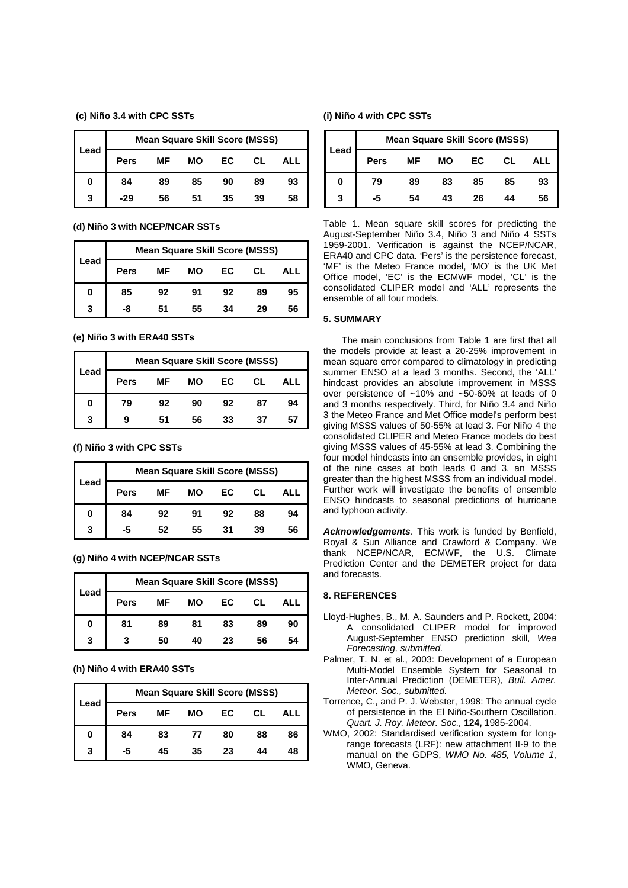**(c) Niño 3.4 with CPC SSTs**

| Lead | Mean Square Skill Score (MSSS) | | | | | |
|---|---|---|---|---|---|---|
| | **Pers** | **MF** | **MO** | **EC** | **CL** | **ALL** |
| **0** | **84** | **89** | **85** | **90** | **89** | **93** |
| **3** | **-29** | **56** | **51** | **35** | **39** | **58** |

**(d) Niño 3 with NCEP/NCAR SSTs**

| Lead | Mean Square Skill Score (MSSS) | | | | | |
|---|---|---|---|---|---|---|
| | **Pers** | **MF** | **MO** | **EC** | **CL** | **ALL** |
| **0** | **85** | **92** | **91** | **92** | **89** | **95** |
| **3** | **-8** | **51** | **55** | **34** | **29** | **56** |

**(e) Niño 3 with ERA40 SSTs**

| Lead | Mean Square Skill Score (MSSS) | | | | | |
|---|---|---|---|---|---|---|
| | **Pers** | **MF** | **MO** | **EC** | **CL** | **ALL** |
| **0** | **79** | **92** | **90** | **92** | **87** | **94** |
| **3** | **9** | **51** | **56** | **33** | **37** | **57** |

**(f) Niño 3 with CPC SSTs**

| Lead | Mean Square Skill Score (MSSS) | | | | | |
|---|---|---|---|---|---|---|
| | **Pers** | **MF** | **MO** | **EC** | **CL** | **ALL** |
| **0** | **84** | **92** | **91** | **92** | **88** | **94** |
| **3** | **-5** | **52** | **55** | **31** | **39** | **56** |

**(g) Niño 4 with NCEP/NCAR SSTs**

| Lead | Mean Square Skill Score (MSSS) | | | | | |
|---|---|---|---|---|---|---|
| | **Pers** | **MF** | **MO** | **EC** | **CL** | **ALL** |
| **0** | **81** | **89** | **81** | **83** | **89** | **90** |
| **3** | **3** | **50** | **40** | **23** | **56** | **54** |

**(h) Niño 4 with ERA40 SSTs**

| Lead | Mean Square Skill Score (MSSS) | | | | | |
|---|---|---|---|---|---|---|
| | **Pers** | **MF** | **MO** | **EC** | **CL** | **ALL** |
| **0** | **84** | **83** | **77** | **80** | **88** | **86** |
| **3** | **-5** | **45** | **35** | **23** | **44** | **48** |

**(i) Niño 4 with CPC SSTs**

| Lead | Mean Square Skill Score (MSSS) | | | | | |
|---|---|---|---|---|---|---|
| | **Pers** | **MF** | **MO** | **EC** | **CL** | **ALL** |
| **0** | **79** | **89** | **83** | **85** | **85** | **93** |
| **3** | **-5** | **54** | **43** | **26** | **44** | **56** |

Table 1. Mean square skill scores for predicting the August-September Niño 3.4, Niño 3 and Niño 4 SSTs 1959-2001. Verification is against the NCEP/NCAR, ERA40 and CPC data. 'Pers' is the persistence forecast, 'MF' is the Meteo France model, 'MO' is the UK Met Office model, 'EC' is the ECMWF model, 'CL' is the consolidated CLIPER model and 'ALL' represents the ensemble of all four models.

## 5. SUMMARY

The main conclusions from Table 1 are first that all the models provide at least a 20-25% improvement in mean square error compared to climatology in predicting summer ENSO at a lead 3 months. Second, the 'ALL' hindcast provides an absolute improvement in MSSS over persistence of ~10% and ~50-60% at leads of 0 and 3 months respectively. Third, for Niño 3.4 and Niño 3 the Meteo France and Met Office model's perform best giving MSSS values of 50-55% at lead 3. For Niño 4 the consolidated CLIPER and Meteo France models do best giving MSSS values of 45-55% at lead 3. Combining the four model hindcasts into an ensemble provides, in eight of the nine cases at both leads 0 and 3, an MSSS greater than the highest MSSS from an individual model. Further work will investigate the benefits of ensemble ENSO hindcasts to seasonal predictions of hurricane and typhoon activity.

***Acknowledgements***. This work is funded by Benfield, Royal & Sun Alliance and Crawford & Company. We thank NCEP/NCAR, ECMWF, the U.S. Climate Prediction Center and the DEMETER project for data and forecasts.

## 8. REFERENCES

- Lloyd-Hughes, B., M. A. Saunders and P. Rockett, 2004: A consolidated CLIPER model for improved August-September ENSO prediction skill, *Wea Forecasting, submitted.*
- Palmer, T. N. et al., 2003: Development of a European Multi-Model Ensemble System for Seasonal to Inter-Annual Prediction (DEMETER), *Bull. Amer. Meteor. Soc., submitted.*
- Torrence, C., and P. J. Webster, 1998: The annual cycle of persistence in the El Niño-Southern Oscillation. *Quart. J. Roy. Meteor. Soc.,* **124,** 1985-2004.
- WMO, 2002: Standardised verification system for long-range forecasts (LRF): new attachment II-9 to the manual on the GDPS, *WMO No. 485, Volume 1*, WMO, Geneva.